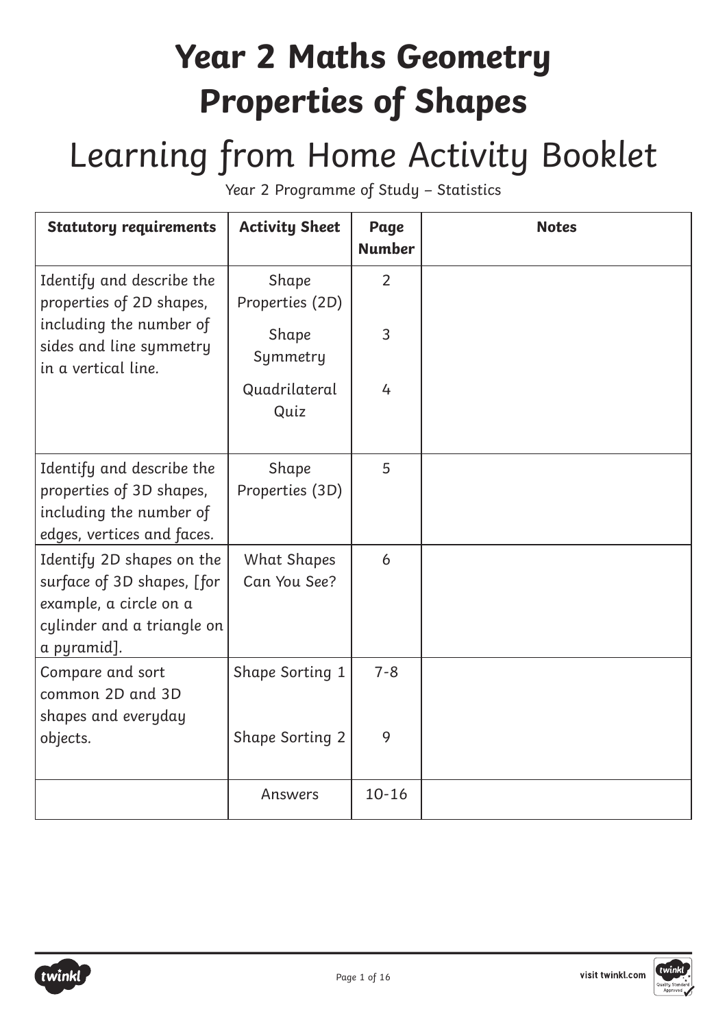# Year 2 Maths Geometry Properties of Shapes

## Learning from Home Activity Booklet

Year 2 Programme of Study – Statistics

| Statutory requirements | Activity Sheet | Page Number | Notes |
|---|---|---|---|
| Identify and describe the properties of 2D shapes, including the number of sides and line symmetry in a vertical line. | Shape Properties (2D)<br>Shape Symmetry<br>Quadrilateral Quiz | 2<br>3<br>4 | |
| Identify and describe the properties of 3D shapes, including the number of edges, vertices and faces. | Shape Properties (3D) | 5 | |
| Identify 2D shapes on the surface of 3D shapes, [for example, a circle on a cylinder and a triangle on a pyramid]. | What Shapes Can You See? | 6 | |
| Compare and sort common 2D and 3D shapes and everyday objects. | Shape Sorting 1<br>Shape Sorting 2 | 7-8<br>9 | |
| | Answers | 10-16 | |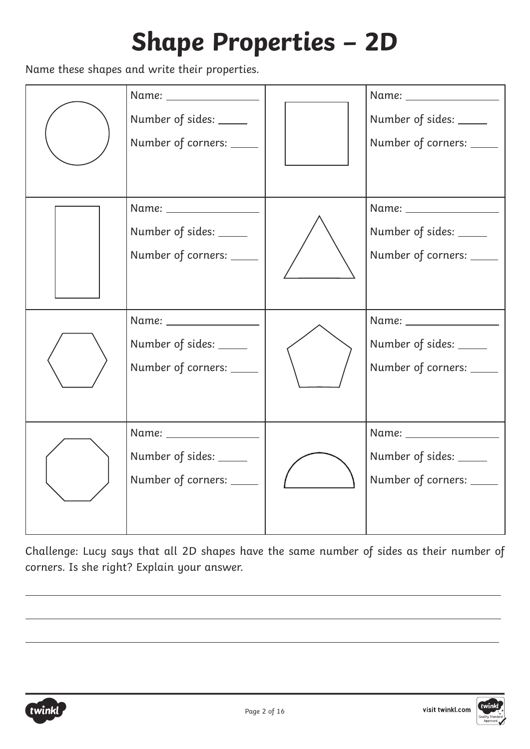# Shape Properties – 2D

Name these shapes and write their properties.

| | | | |
|---|---|---|---|
| | Name: ________ <br> Number of sides: ____ <br> Number of corners: ____ | | Name: ________ <br> Number of sides: ____ <br> Number of corners: ____ |
| | Name: ________ <br> Number of sides: ____ <br> Number of corners: ____ | | Name: ________ <br> Number of sides: ____ <br> Number of corners: ____ |
| | Name: ________ <br> Number of sides: ____ <br> Number of corners: ____ | | Name: ________ <br> Number of sides: ____ <br> Number of corners: ____ |
| | Name: ________ <br> Number of sides: ____ <br> Number of corners: ____ | | Name: ________ <br> Number of sides: ____ <br> Number of corners: ____ |

Challenge: Lucy says that all 2D shapes have the same number of sides as their number of corners. Is she right? Explain your answer.

______________________________________________

______________________________________________

______________________________________________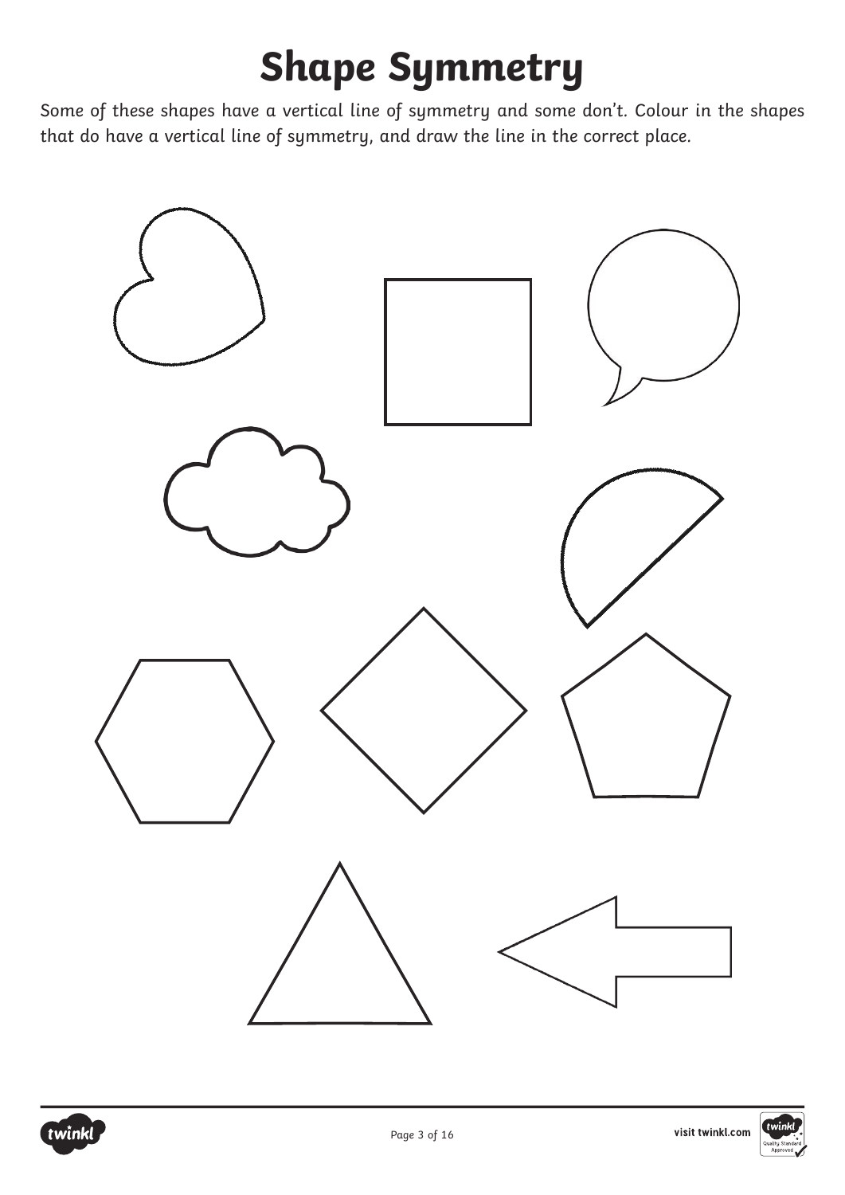# Shape Symmetry

Some of these shapes have a vertical line of symmetry and some don't. Colour in the shapes that do have a vertical line of symmetry, and draw the line in the correct place.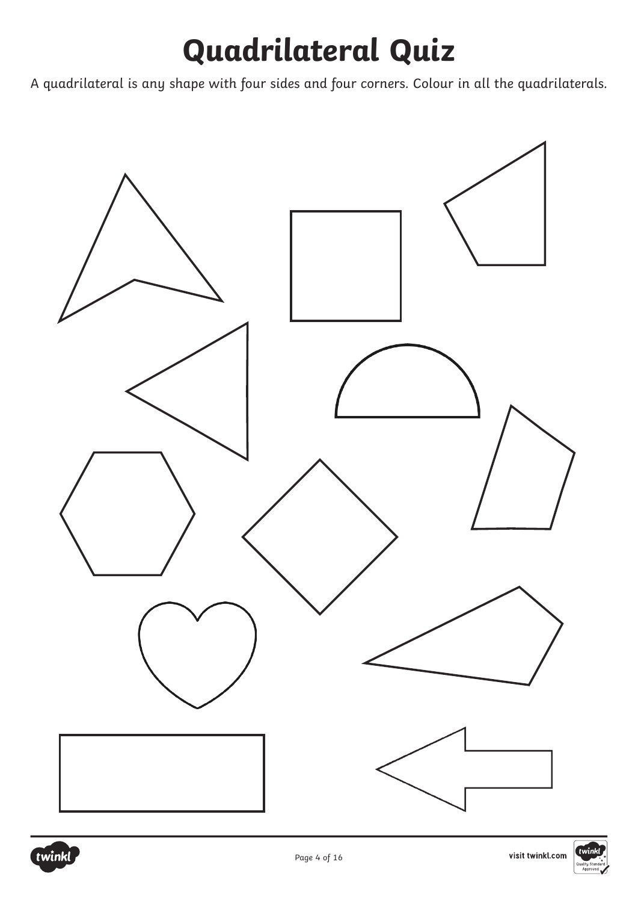# Quadrilateral Quiz

A quadrilateral is any shape with four sides and four corners. Colour in all the quadrilaterals.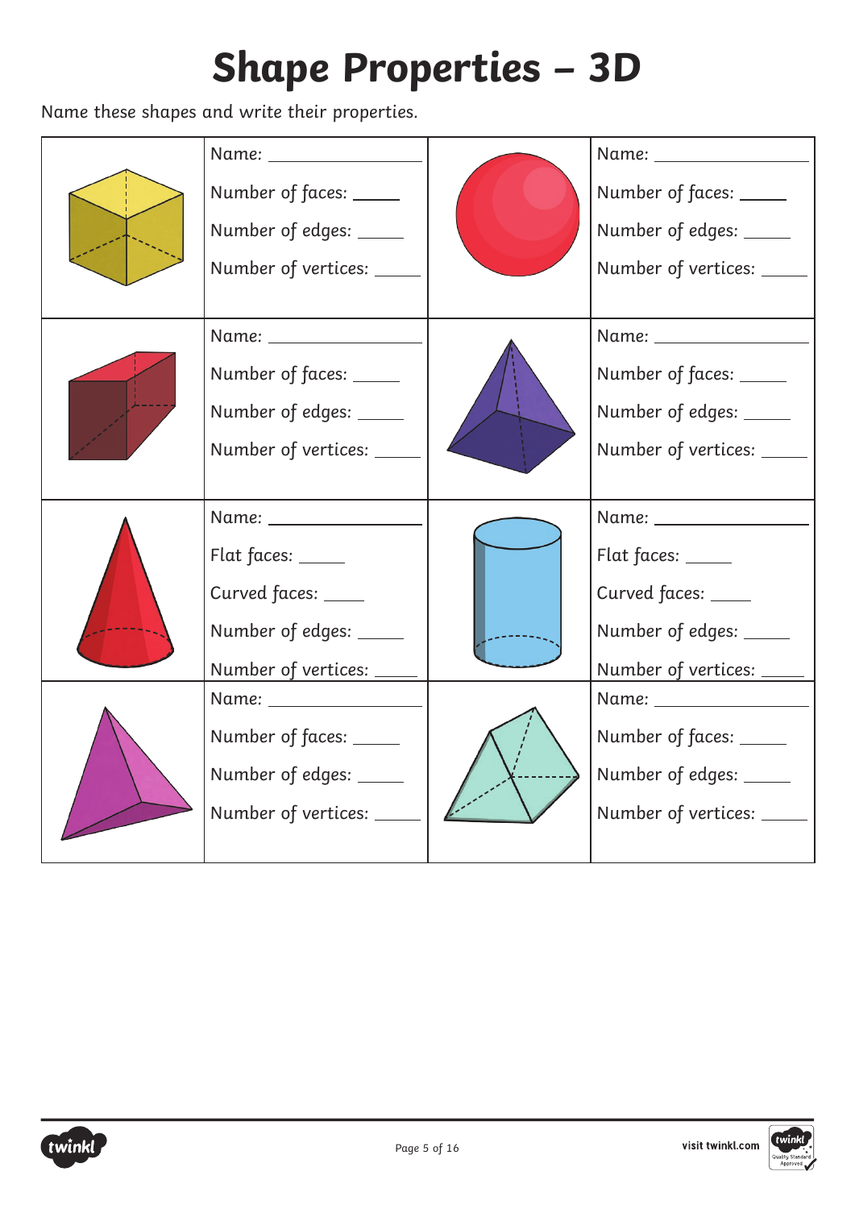# Shape Properties – 3D

Name these shapes and write their properties.

| | | | |
|---|---|---|---|
| | Name: ______<br>Number of faces: ____<br>Number of edges: ____<br>Number of vertices: ____ | | Name: ______<br>Number of faces: ____<br>Number of edges: ____<br>Number of vertices: ____ |
| | Name: ______<br>Number of faces: ____<br>Number of edges: ____<br>Number of vertices: ____ | | Name: ______<br>Number of faces: ____<br>Number of edges: ____<br>Number of vertices: ____ |
| | Name: ______<br>Flat faces: ____<br>Curved faces: ____<br>Number of edges: ____<br>Number of vertices: ____ | | Name: ______<br>Flat faces: ____<br>Curved faces: ____<br>Number of edges: ____<br>Number of vertices: ____ |
| | Name: ______<br>Number of faces: ____<br>Number of edges: ____<br>Number of vertices: ____ | | Name: ______<br>Number of faces: ____<br>Number of edges: ____<br>Number of vertices: ____ |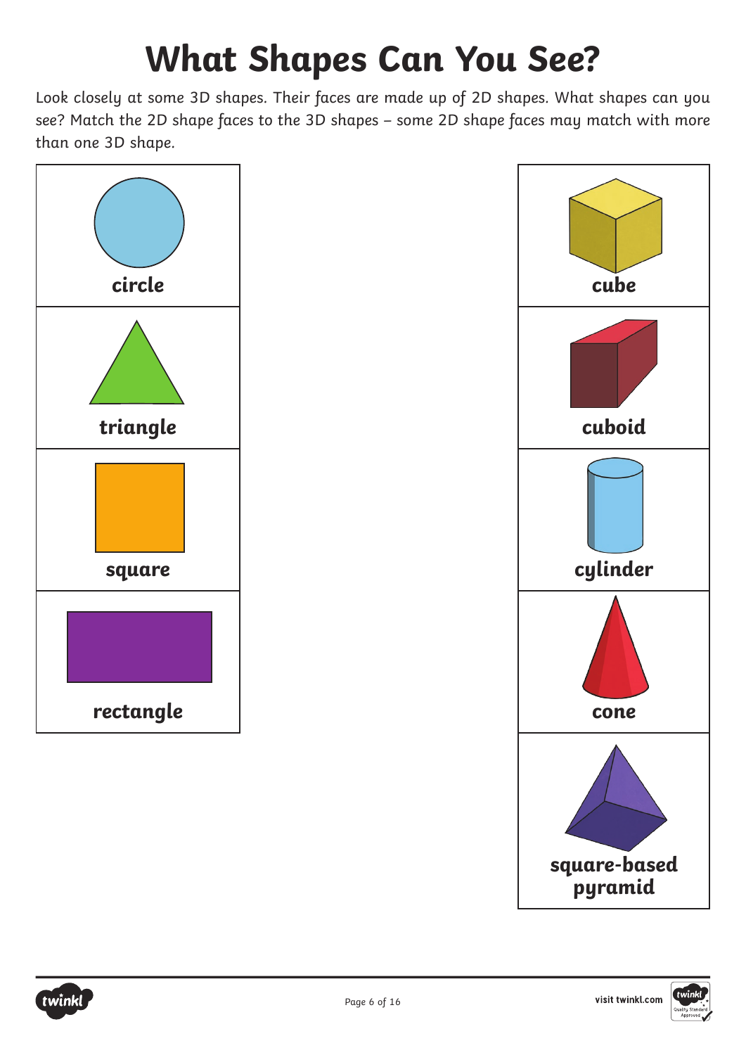# What Shapes Can You See?

Look closely at some 3D shapes. Their faces are made up of 2D shapes. What shapes can you see? Match the 2D shape faces to the 3D shapes – some 2D shape faces may match with more than one 3D shape.

| 2D shapes | 3D shapes |
| --- | --- |
| **circle** | **cube** |
| **triangle** | **cuboid** |
| **square** | **cylinder** |
| **rectangle** | **cone** |
| | **square-based pyramid** |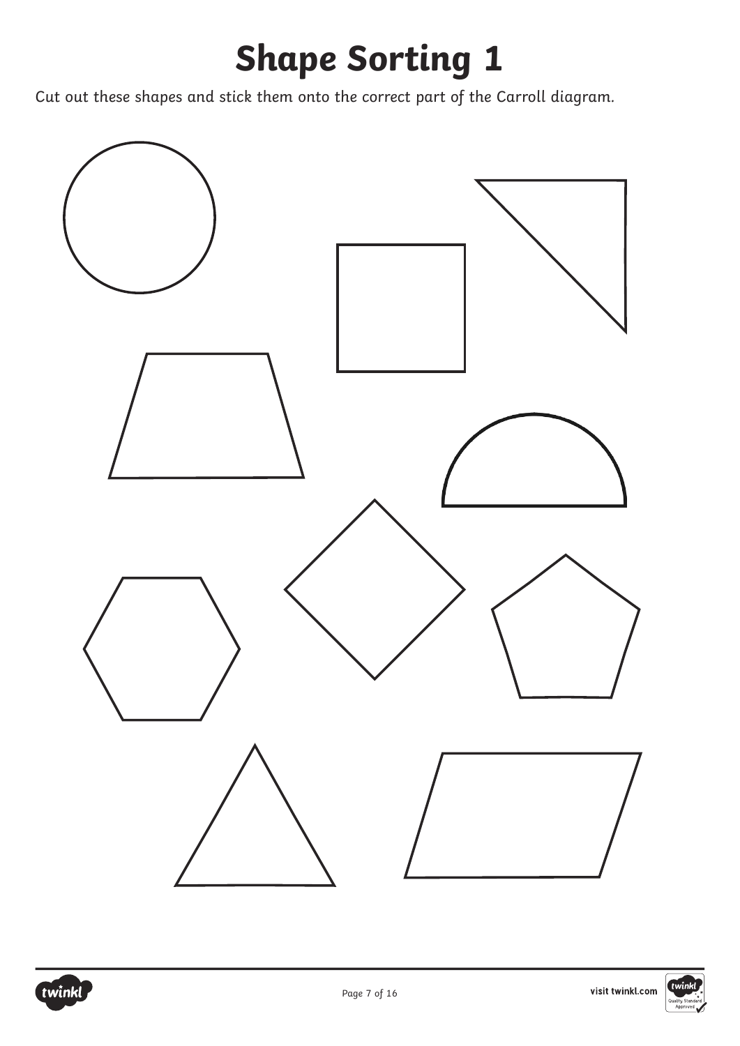# Shape Sorting 1

Cut out these shapes and stick them onto the correct part of the Carroll diagram.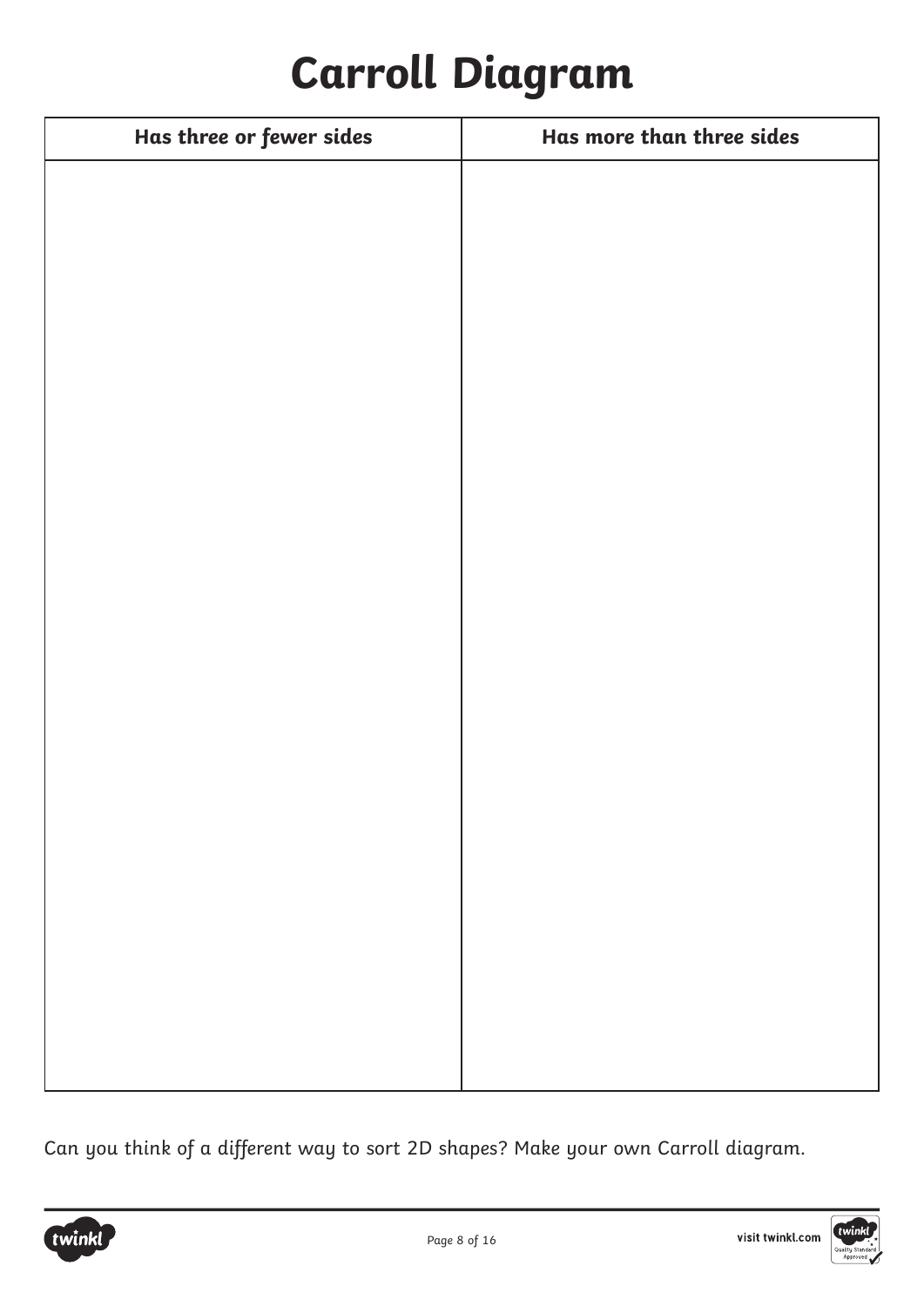# Carroll Diagram

| Has three or fewer sides | Has more than three sides |
| --- | --- |
| | |

Can you think of a different way to sort 2D shapes? Make your own Carroll diagram.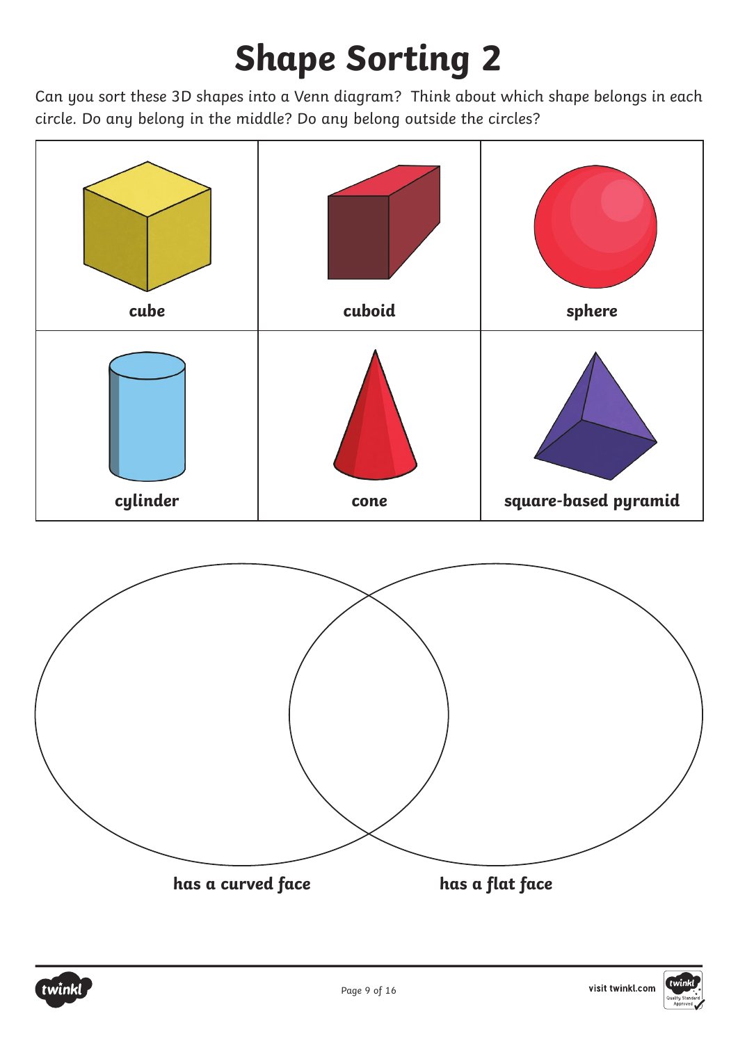# Shape Sorting 2

Can you sort these 3D shapes into a Venn diagram? Think about which shape belongs in each circle. Do any belong in the middle? Do any belong outside the circles?

| cube | cuboid | sphere |
|---|---|---|
| cylinder | cone | square-based pyramid |

**has a curved face**

**has a flat face**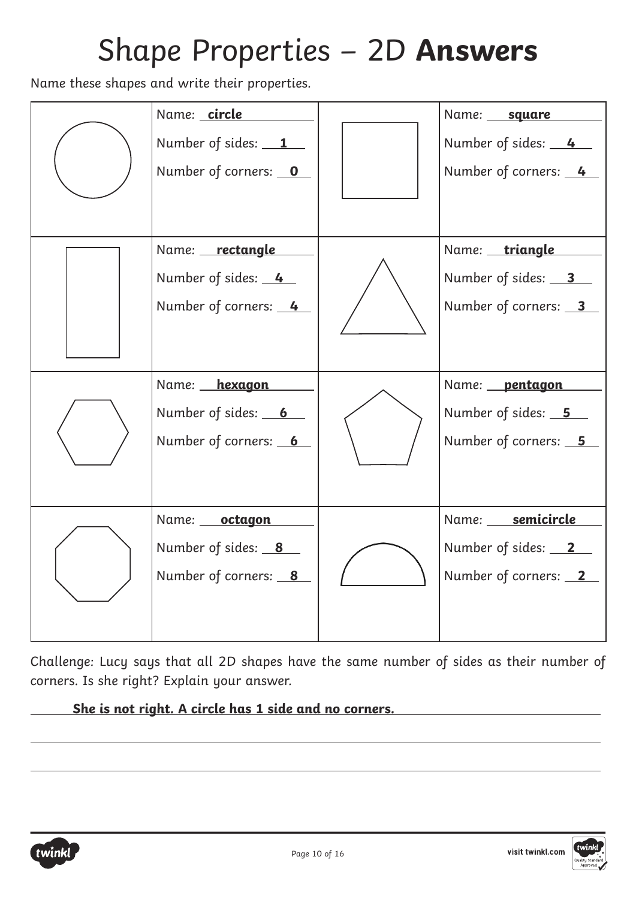# Shape Properties – 2D **Answers**

Name these shapes and write their properties.

| Shape | Properties | Shape | Properties |
| --- | --- | --- | --- |
| | Name: **circle**<br>Number of sides: **1**<br>Number of corners: **0** | | Name: **square**<br>Number of sides: **4**<br>Number of corners: **4** |
| | Name: **rectangle**<br>Number of sides: **4**<br>Number of corners: **4** | | Name: **triangle**<br>Number of sides: **3**<br>Number of corners: **3** |
| | Name: **hexagon**<br>Number of sides: **6**<br>Number of corners: **6** | | Name: **pentagon**<br>Number of sides: **5**<br>Number of corners: **5** |
| | Name: **octagon**<br>Number of sides: **8**<br>Number of corners: **8** | | Name: **semicircle**<br>Number of sides: **2**<br>Number of corners: **2** |

Challenge: Lucy says that all 2D shapes have the same number of sides as their number of corners. Is she right? Explain your answer.

**She is not right. A circle has 1 side and no corners.**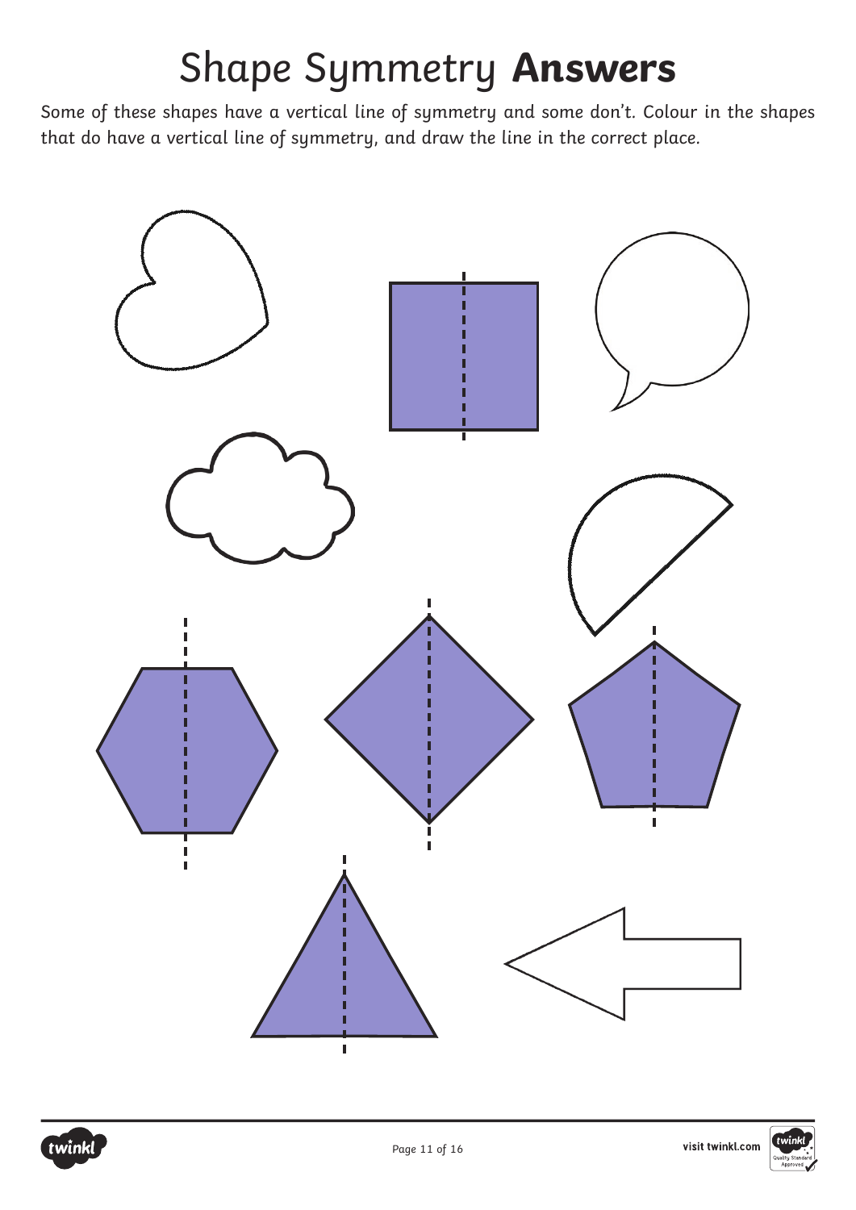# Shape Symmetry **Answers**

Some of these shapes have a vertical line of symmetry and some don't. Colour in the shapes that do have a vertical line of symmetry, and draw the line in the correct place.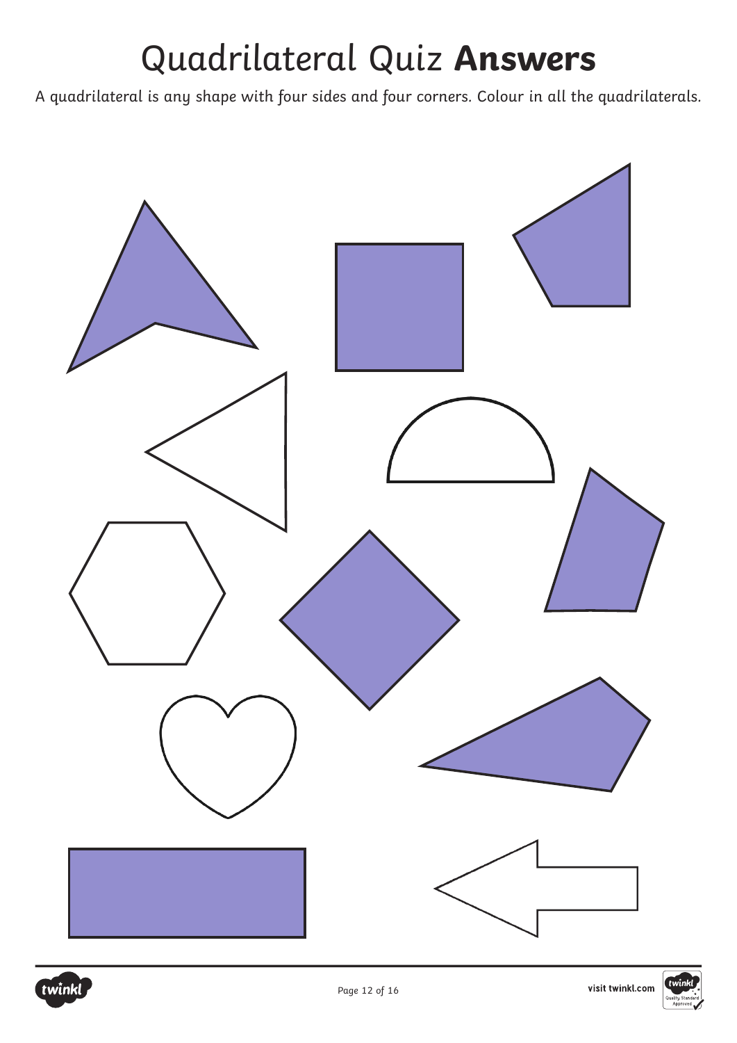# Quadrilateral Quiz **Answers**

A quadrilateral is any shape with four sides and four corners. Colour in all the quadrilaterals.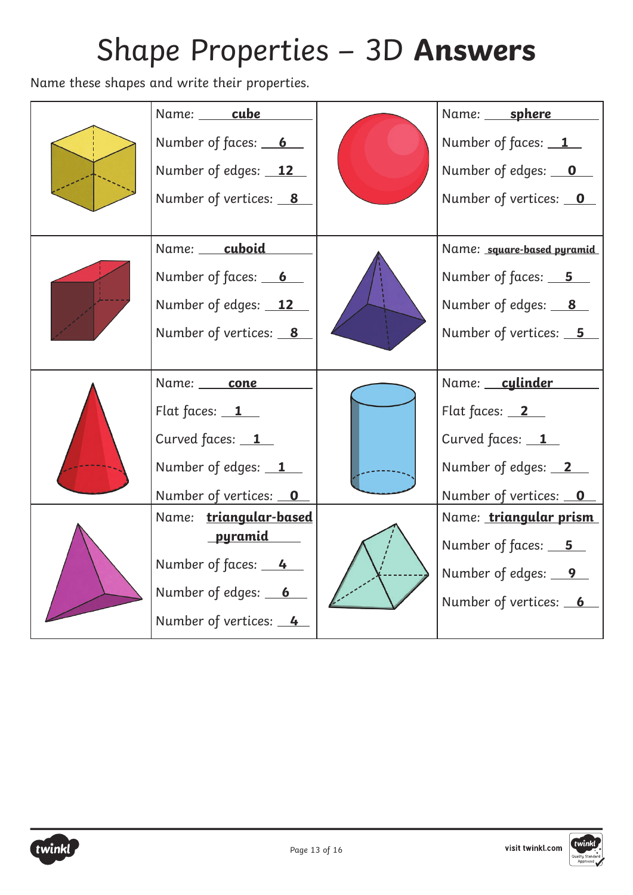# Shape Properties – 3D **Answers**

Name these shapes and write their properties.

| | |
|---|---|
| Name: **cube**<br>Number of faces: **6**<br>Number of edges: **12**<br>Number of vertices: **8** | Name: **sphere**<br>Number of faces: **1**<br>Number of edges: **0**<br>Number of vertices: **0** |
| Name: **cuboid**<br>Number of faces: **6**<br>Number of edges: **12**<br>Number of vertices: **8** | Name: **square-based pyramid**<br>Number of faces: **5**<br>Number of edges: **8**<br>Number of vertices: **5** |
| Name: **cone**<br>Flat faces: **1**<br>Curved faces: **1**<br>Number of edges: **1**<br>Number of vertices: **0** | Name: **cylinder**<br>Flat faces: **2**<br>Curved faces: **1**<br>Number of edges: **2**<br>Number of vertices: **0** |
| Name: **triangular-based pyramid**<br>Number of faces: **4**<br>Number of edges: **6**<br>Number of vertices: **4** | Name: **triangular prism**<br>Number of faces: **5**<br>Number of edges: **9**<br>Number of vertices: **6** |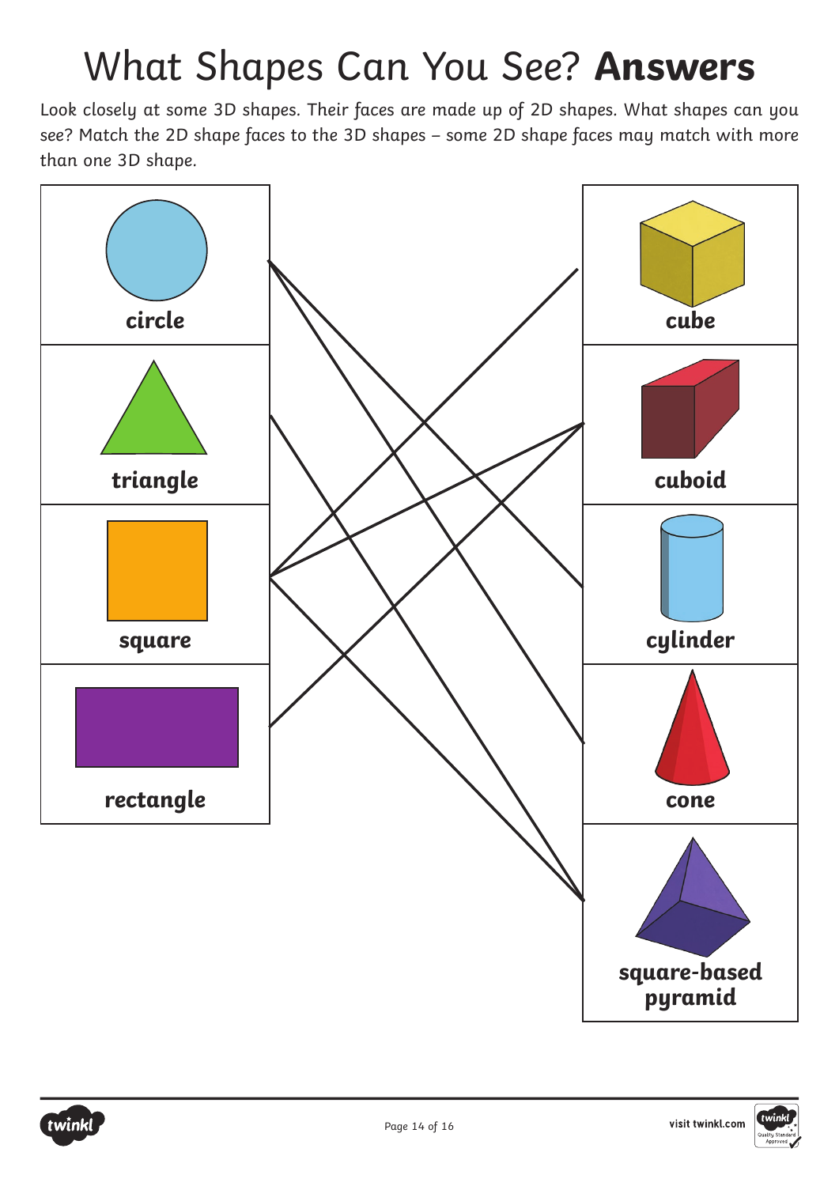# What Shapes Can You See? **Answers**

Look closely at some 3D shapes. Their faces are made up of 2D shapes. What shapes can you see? Match the 2D shape faces to the 3D shapes – some 2D shape faces may match with more than one 3D shape.

| 2D shape | 3D shape |
| --- | --- |
| **circle** | **cube** |
| **triangle** | **cuboid** |
| **square** | **cylinder** |
| **rectangle** | **cone** |
| | **square-based pyramid** |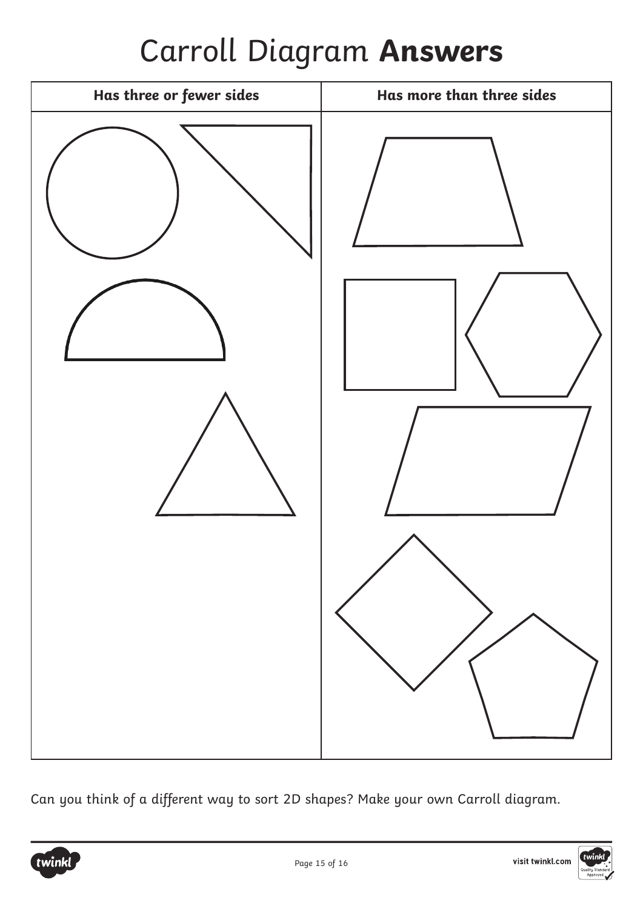# Carroll Diagram **Answers**

| Has three or fewer sides | Has more than three sides |
| --- | --- |
| | |

Can you think of a different way to sort 2D shapes? Make your own Carroll diagram.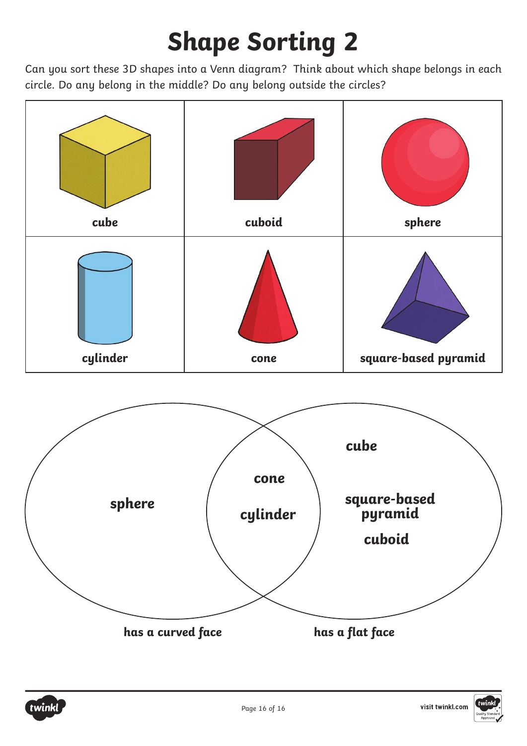# Shape Sorting 2

Can you sort these 3D shapes into a Venn diagram? Think about which shape belongs in each circle. Do any belong in the middle? Do any belong outside the circles?

| | | |
|---|---|---|
| cube | cuboid | sphere |
| cylinder | cone | square-based pyramid |

sphere

cone

cylinder

cube

square-based pyramid

cuboid

has a curved face

has a flat face